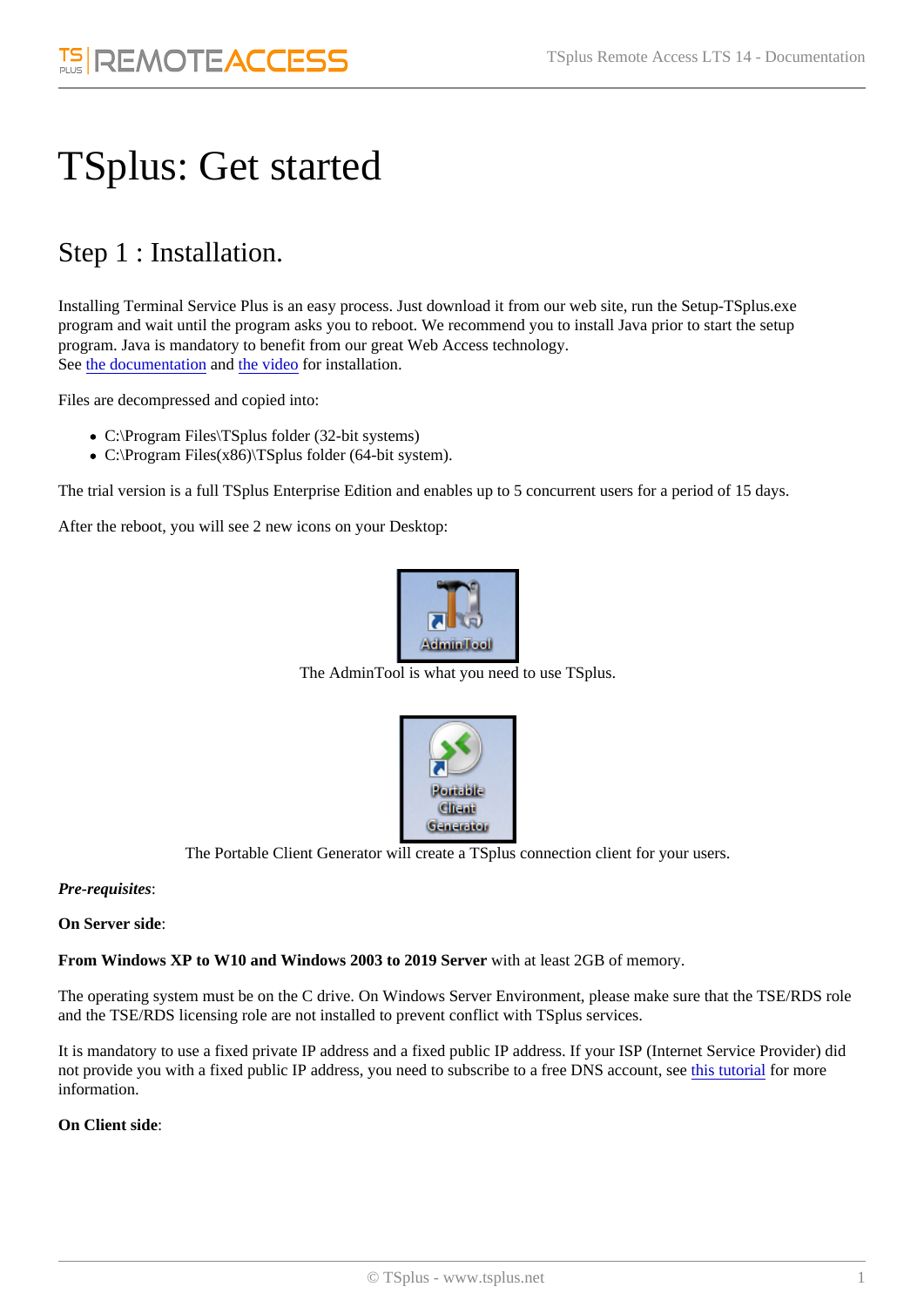# TSplus: Get started

## Step 1 : Installation.

Installing Terminal Service Plus is an easy process. Just download it from our web site, run the Setup-TSplus.exe program and wait until the program asks you to reboot. We recommend you to install Java prior to start the setup program. Java is mandatory to benefit from our great Web Access technology.
See the documentation and the video for installation.

Files are decompressed and copied into:

- C:\Program Files\TSplus folder (32-bit systems)
- C:\Program Files(x86)\TSplus folder (64-bit system).

The trial version is a full TSplus Enterprise Edition and enables up to 5 concurrent users for a period of 15 days.

After the reboot, you will see 2 new icons on your Desktop:

The AdminTool is what you need to use TSplus.

The Portable Client Generator will create a TSplus connection client for your users.

***Pre-requisites***:

**On Server side**:

**From Windows XP to W10 and Windows 2003 to 2019 Server** with at least 2GB of memory.

The operating system must be on the C drive. On Windows Server Environment, please make sure that the TSE/RDS role and the TSE/RDS licensing role are not installed to prevent conflict with TSplus services.

It is mandatory to use a fixed private IP address and a fixed public IP address. If your ISP (Internet Service Provider) did not provide you with a fixed public IP address, you need to subscribe to a free DNS account, see this tutorial for more information.

**On Client side**: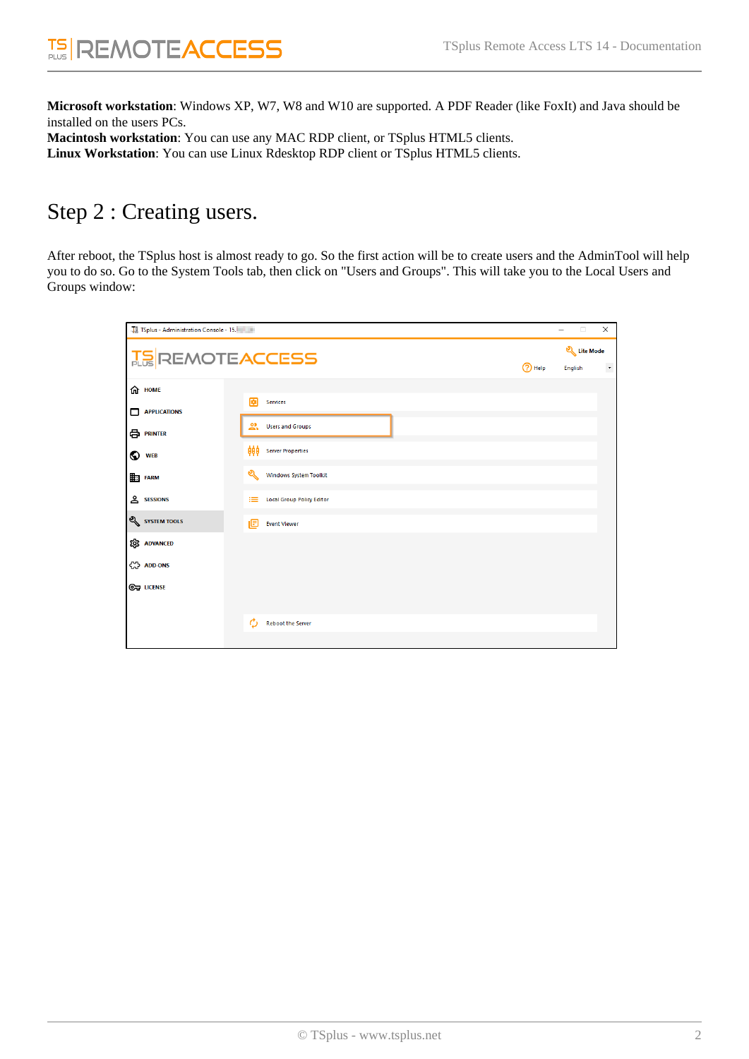**Microsoft workstation**: Windows XP, W7, W8 and W10 are supported. A PDF Reader (like FoxIt) and Java should be installed on the users PCs.
**Macintosh workstation**: You can use any MAC RDP client, or TSplus HTML5 clients.
**Linux Workstation**: You can use Linux Rdesktop RDP client or TSplus HTML5 clients.

# Step 2 : Creating users.

After reboot, the TSplus host is almost ready to go. So the first action will be to create users and the AdminTool will help you to do so. Go to the System Tools tab, then click on "Users and Groups". This will take you to the Local Users and Groups window: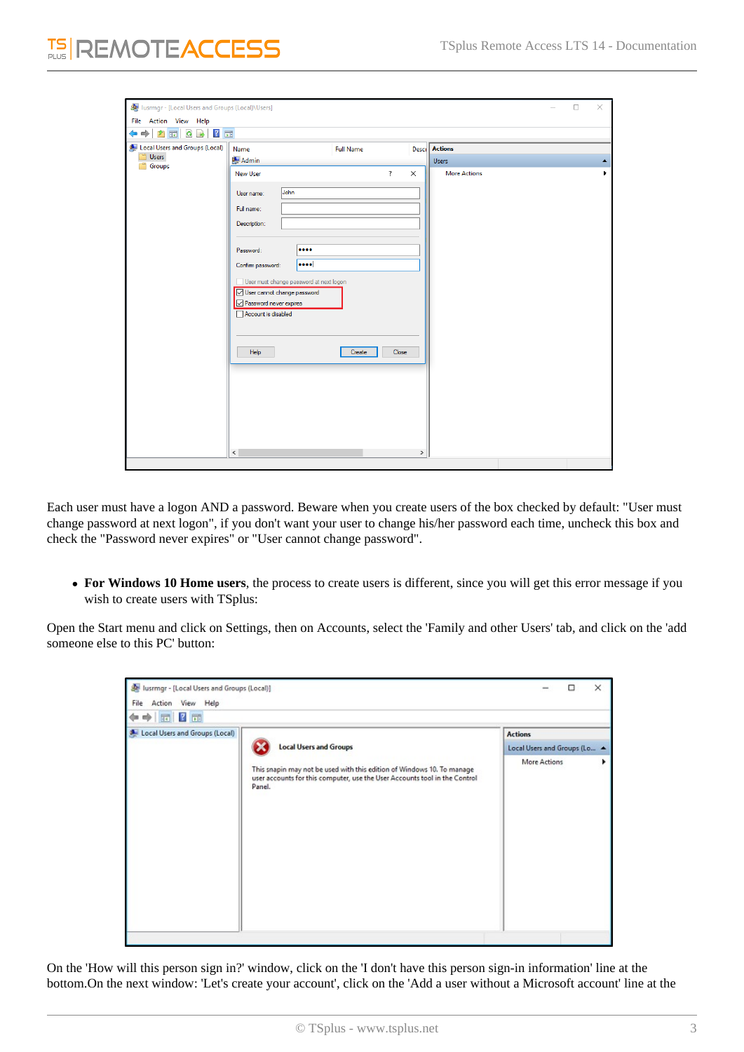Each user must have a logon AND a password. Beware when you create users of the box checked by default: "User must change password at next logon", if you don't want your user to change his/her password each time, uncheck this box and check the "Password never expires" or "User cannot change password".

- **For Windows 10 Home users**, the process to create users is different, since you will get this error message if you wish to create users with TSplus:

Open the Start menu and click on Settings, then on Accounts, select the 'Family and other Users' tab, and click on the 'add someone else to this PC' button:

On the 'How will this person sign in?' window, click on the 'I don't have this person sign-in information' line at the bottom.On the next window: 'Let's create your account', click on the 'Add a user without a Microsoft account' line at the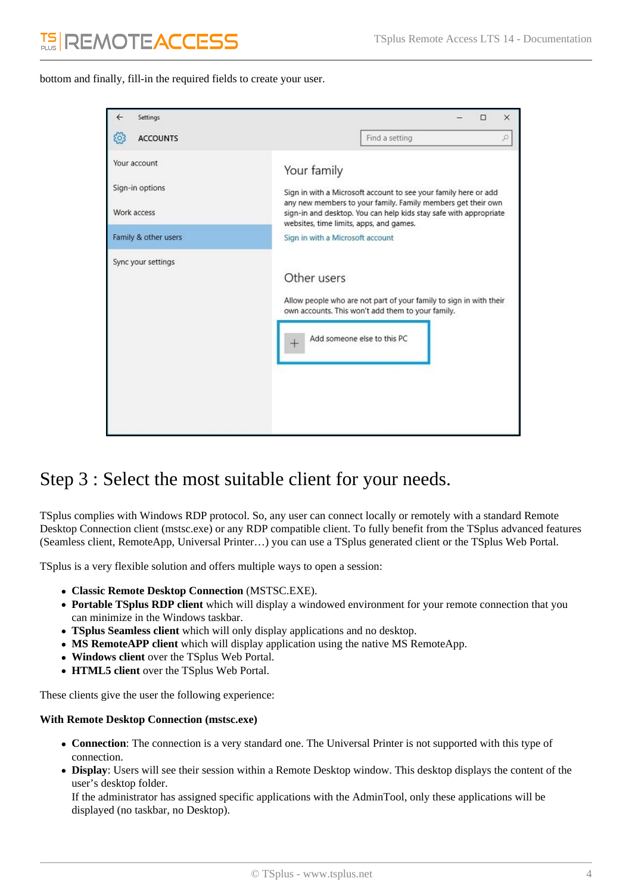bottom and finally, fill-in the required fields to create your user.

## Step 3 : Select the most suitable client for your needs.

TSplus complies with Windows RDP protocol. So, any user can connect locally or remotely with a standard Remote Desktop Connection client (mstsc.exe) or any RDP compatible client. To fully benefit from the TSplus advanced features (Seamless client, RemoteApp, Universal Printer…) you can use a TSplus generated client or the TSplus Web Portal.

TSplus is a very flexible solution and offers multiple ways to open a session:

- **Classic Remote Desktop Connection** (MSTSC.EXE).
- **Portable TSplus RDP client** which will display a windowed environment for your remote connection that you can minimize in the Windows taskbar.
- **TSplus Seamless client** which will only display applications and no desktop.
- **MS RemoteAPP client** which will display application using the native MS RemoteApp.
- **Windows client** over the TSplus Web Portal.
- **HTML5 client** over the TSplus Web Portal.

These clients give the user the following experience:

**With Remote Desktop Connection (mstsc.exe)**

- **Connection**: The connection is a very standard one. The Universal Printer is not supported with this type of connection.
- **Display**: Users will see their session within a Remote Desktop window. This desktop displays the content of the user's desktop folder.
  If the administrator has assigned specific applications with the AdminTool, only these applications will be displayed (no taskbar, no Desktop).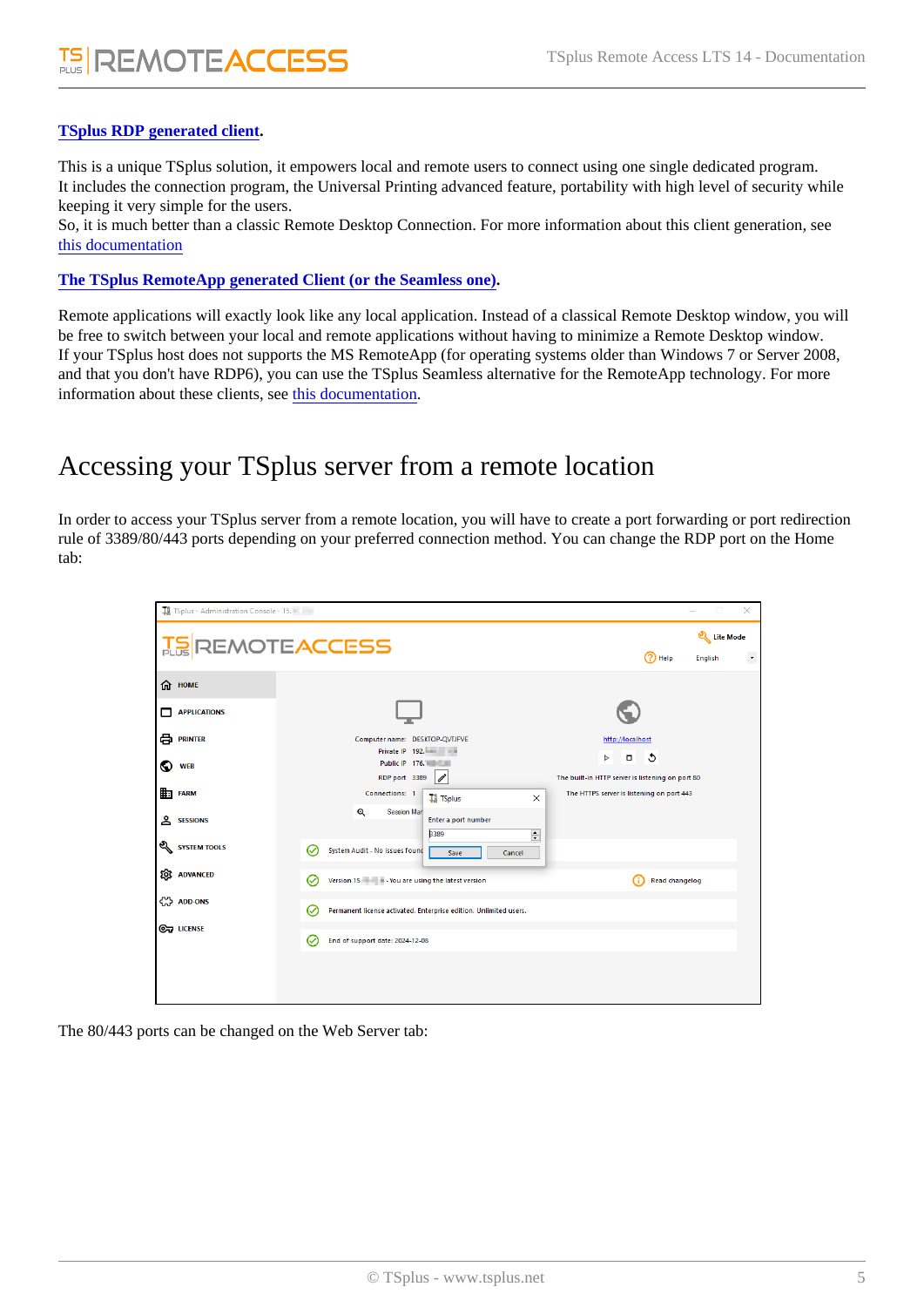**[TSplus RDP generated client](#)**.

This is a unique TSplus solution, it empowers local and remote users to connect using one single dedicated program.
It includes the connection program, the Universal Printing advanced feature, portability with high level of security while keeping it very simple for the users.
So, it is much better than a classic Remote Desktop Connection. For more information about this client generation, see [this documentation](#)

**[The TSplus RemoteApp generated Client (or the Seamless one)](#)**.

Remote applications will exactly look like any local application. Instead of a classical Remote Desktop window, you will be free to switch between your local and remote applications without having to minimize a Remote Desktop window.
If your TSplus host does not supports the MS RemoteApp (for operating systems older than Windows 7 or Server 2008, and that you don't have RDP6), you can use the TSplus Seamless alternative for the RemoteApp technology. For more information about these clients, see [this documentation](#).

# Accessing your TSplus server from a remote location

In order to access your TSplus server from a remote location, you will have to create a port forwarding or port redirection rule of 3389/80/443 ports depending on your preferred connection method. You can change the RDP port on the Home tab:

The 80/443 ports can be changed on the Web Server tab: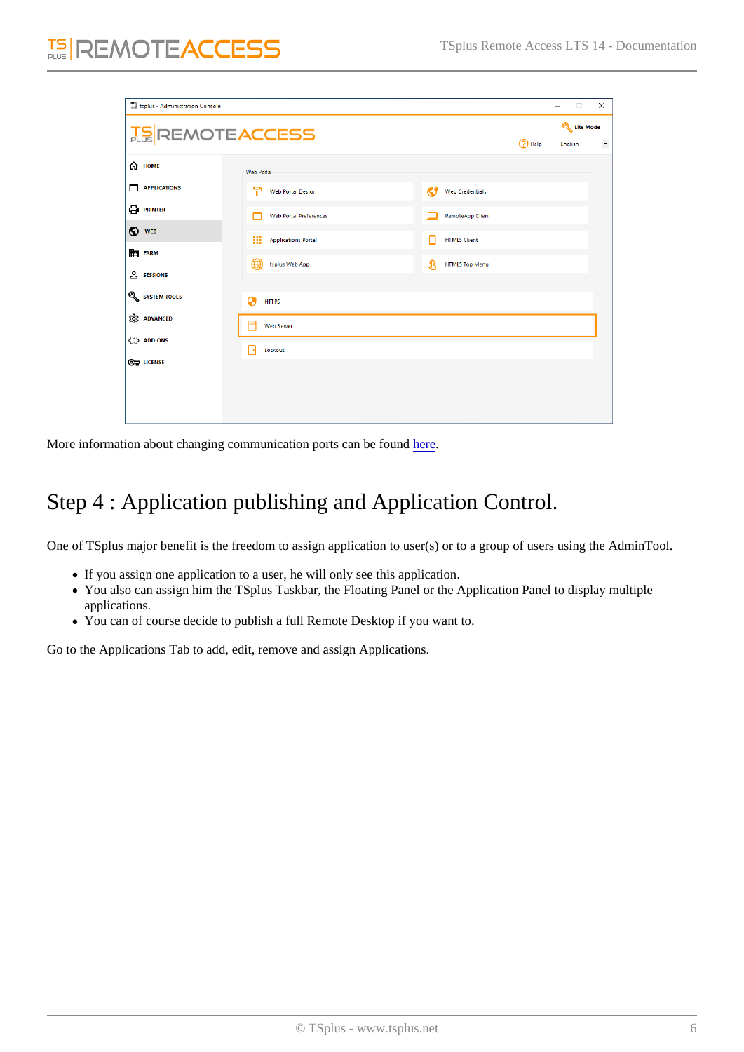More information about changing communication ports can be found here.

# Step 4 : Application publishing and Application Control.

One of TSplus major benefit is the freedom to assign application to user(s) or to a group of users using the AdminTool.

- If you assign one application to a user, he will only see this application.
- You also can assign him the TSplus Taskbar, the Floating Panel or the Application Panel to display multiple applications.
- You can of course decide to publish a full Remote Desktop if you want to.

Go to the Applications Tab to add, edit, remove and assign Applications.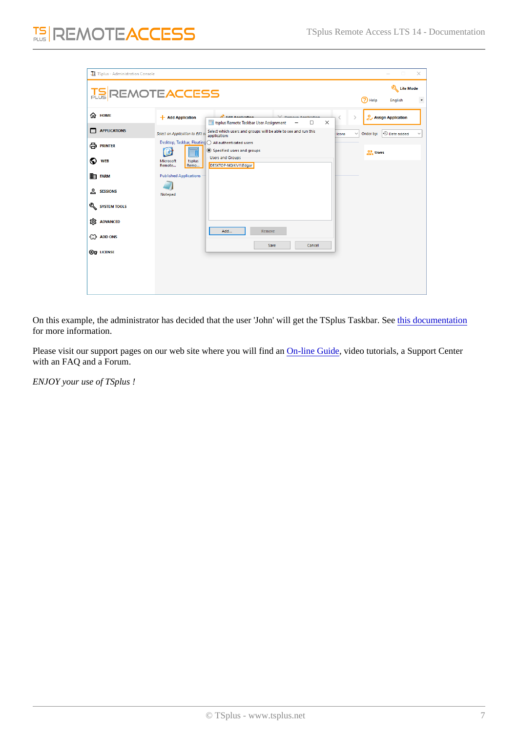On this example, the administrator has decided that the user 'John' will get the TSplus Taskbar. See [this documentation] for more information.

Please visit our support pages on our web site where you will find an [On-line Guide], video tutorials, a Support Center with an FAQ and a Forum.

*ENJOY your use of TSplus !*